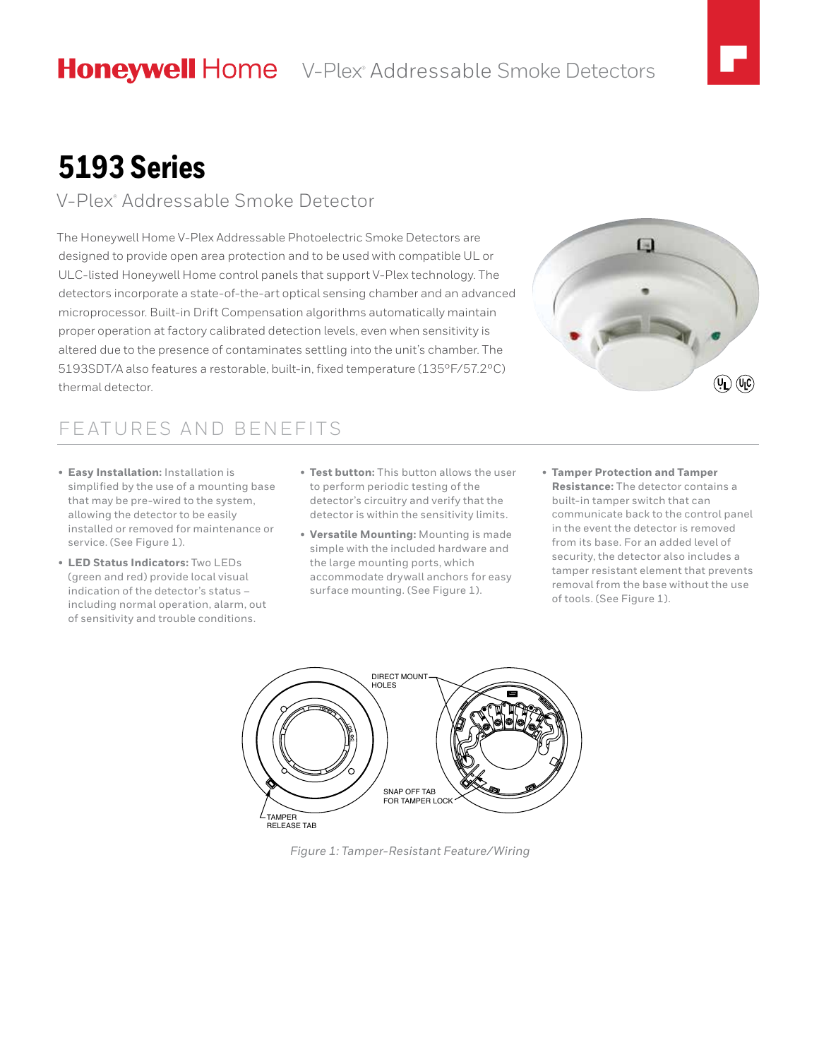Honeywell Home V-Plex® Addressable Smoke Detectors

# 5193 Series

## V-Plex® Addressable Smoke Detector

The Honeywell Home V-Plex Addressable Photoelectric Smoke Detectors are designed to provide open area protection and to be used with compatible UL or ULC-listed Honeywell Home control panels that support V-Plex technology. The detectors incorporate a state-of-the-art optical sensing chamber and an advanced microprocessor. Built-in Drift Compensation algorithms automatically maintain proper operation at factory calibrated detection levels, even when sensitivity is altered due to the presence of contaminates settling into the unit's chamber. The 5193SDT/A also features a restorable, built-in, fixed temperature (135°F/57.2°C) thermal detector.

## FEATURES AND BENEFITS

- **Easy Installation:** Installation is simplified by the use of a mounting base that may be pre-wired to the system, allowing the detector to be easily installed or removed for maintenance or service. (See Figure 1).
- **LED Status Indicators:** Two LEDs (green and red) provide local visual indication of the detector's status – including normal operation, alarm, out of sensitivity and trouble conditions.
- **Test button:** This button allows the user to perform periodic testing of the detector's circuitry and verify that the detector is within the sensitivity limits.
- **Versatile Mounting:** Mounting is made simple with the included hardware and the large mounting ports, which accommodate drywall anchors for easy surface mounting. (See Figure 1).
- **Tamper Protection and Tamper Resistance:** The detector contains a built-in tamper switch that can communicate back to the control panel in the event the detector is removed from its base. For an added level of security, the detector also includes a tamper resistant element that prevents removal from the base without the use of tools. (See Figure 1).

DIRECT MOUNT HOLES

SNAP OFF TAB FOR TAMPER LOCK

TAMPER RELEASE TAB

*Figure 1: Tamper-Resistant Feature/Wiring*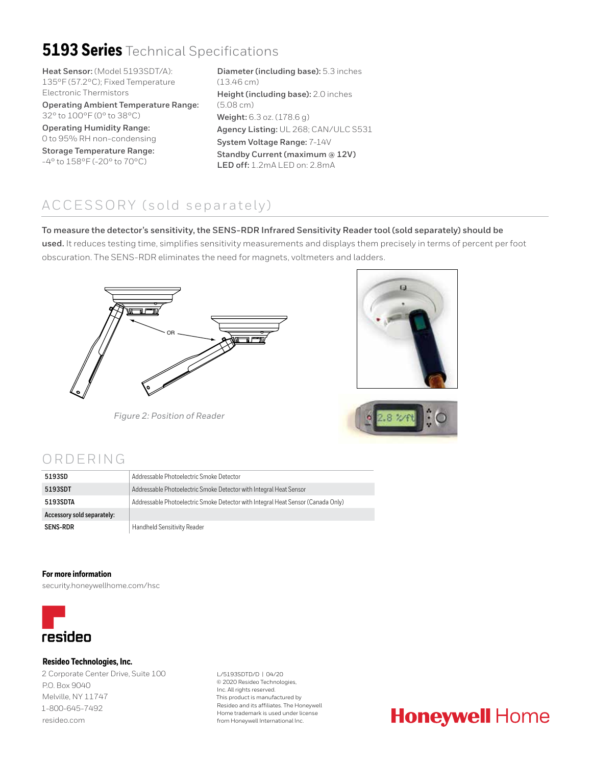# 5193 Series Technical Specifications

**Heat Sensor:** (Model 5193SDT/A): 135°F (57.2°C); Fixed Temperature Electronic Thermistors

**Operating Ambient Temperature Range:** 32° to 100°F (0° to 38°C)

**Operating Humidity Range:** 0 to 95% RH non-condensing

**Storage Temperature Range:** -4° to 158°F (-20° to 70°C)

**Diameter (including base):** 5.3 inches (13.46 cm)

**Height (including base):** 2.0 inches (5.08 cm)

**Weight:** 6.3 oz. (178.6 g)

**Agency Listing:** UL 268; CAN/ULC S531

**System Voltage Range:** 7-14V

**Standby Current (maximum @ 12V)**
**LED off:** 1.2mA LED on: 2.8mA

## ACCESSORY (sold separately)

**To measure the detector's sensitivity, the SENS-RDR Infrared Sensitivity Reader tool (sold separately) should be used.** It reduces testing time, simplifies sensitivity measurements and displays them precisely in terms of percent per foot obscuration. The SENS-RDR eliminates the need for magnets, voltmeters and ladders.

OR

*Figure 2: Position of Reader*

2.8 %/ft

## ORDERING

| | |
|---|---|
| **5193SD** | Addressable Photoelectric Smoke Detector |
| **5193SDT** | Addressable Photoelectric Smoke Detector with Integral Heat Sensor |
| **5193SDTA** | Addressable Photoelectric Smoke Detector with Integral Heat Sensor (Canada Only) |
| **Accessory sold separately:** | |
| **SENS-RDR** | Handheld Sensitivity Reader |

**For more information**
security.honeywellhome.com/hsc

resideo

**Resideo Technologies, Inc.**
2 Corporate Center Drive, Suite 100
P.O. Box 9040
Melville, NY 11747
1-800-645-7492
resideo.com

L/5193SDTD/D | 04/20
© 2020 Resideo Technologies, Inc. All rights reserved.
This product is manufactured by Resideo and its affiliates. The Honeywell Home trademark is used under license from Honeywell International Inc.

Honeywell Home